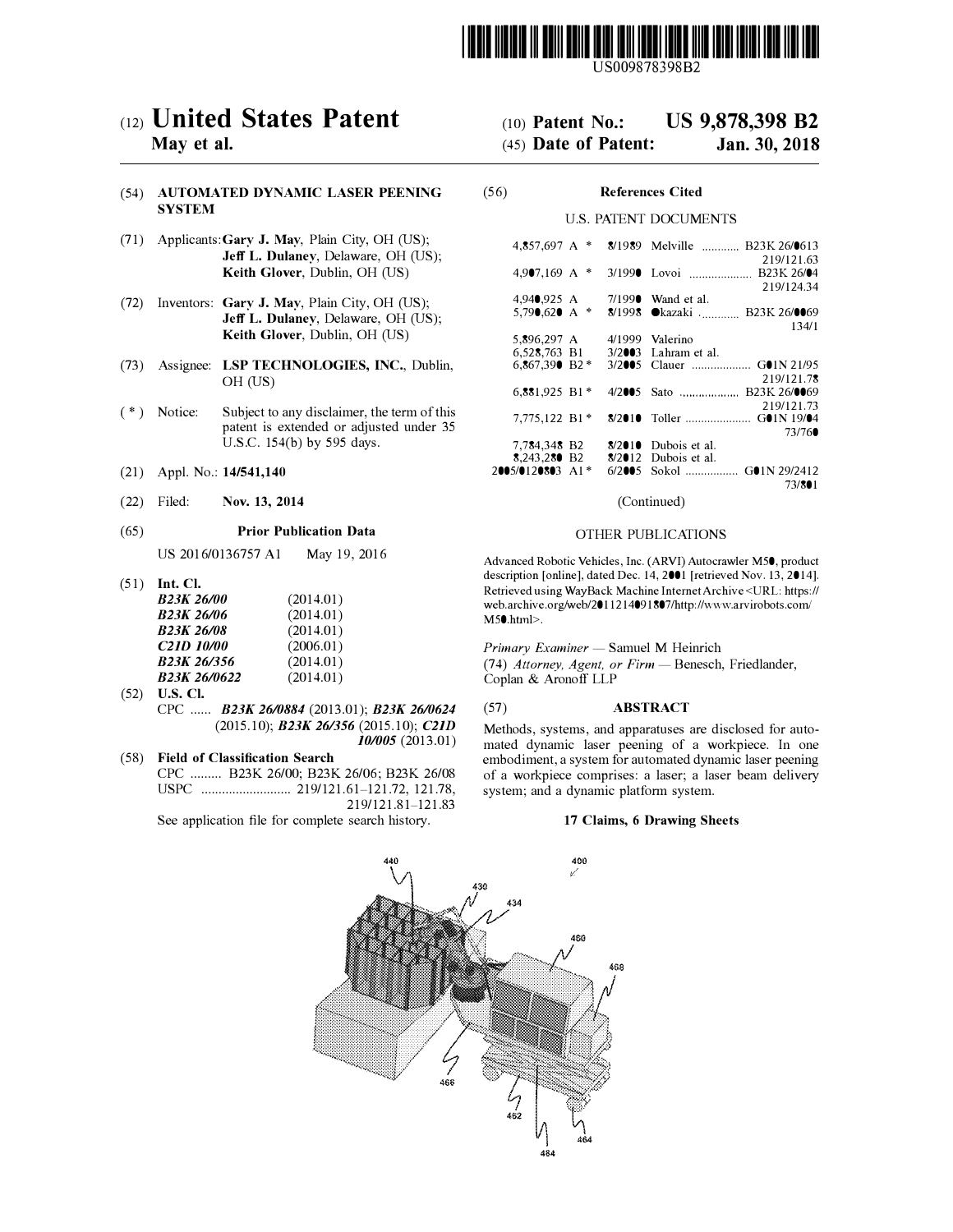US009878398B2

(12) **United States Patent**
**May et al.**

(10) **Patent No.: US 9,878,398 B2**
(45) **Date of Patent: Jan. 30, 2018**

(54) **AUTOMATED DYNAMIC LASER PEENING SYSTEM**

(71) Applicants: **Gary J. May**, Plain City, OH (US); **Jeff L. Dulaney**, Delaware, OH (US); **Keith Glover**, Dublin, OH (US)

(72) Inventors: **Gary J. May**, Plain City, OH (US); **Jeff L. Dulaney**, Delaware, OH (US); **Keith Glover**, Dublin, OH (US)

(73) Assignee: **LSP TECHNOLOGIES, INC.**, Dublin, OH (US)

( * ) Notice: Subject to any disclaimer, the term of this patent is extended or adjusted under 35 U.S.C. 154(b) by 595 days.

(21) Appl. No.: **14/541,140**

(22) Filed: **Nov. 13, 2014**

(65) **Prior Publication Data**

US 2016/0136757 A1 May 19, 2016

(51) **Int. Cl.**

| | |
|---|---|
| ***B23K 26/00*** | (2014.01) |
| ***B23K 26/06*** | (2014.01) |
| ***B23K 26/08*** | (2014.01) |
| ***C21D 10/00*** | (2006.01) |
| ***B23K 26/356*** | (2014.01) |
| ***B23K 26/0622*** | (2014.01) |

(52) **U.S. Cl.**

CPC ...... ***B23K 26/0884*** (2013.01); ***B23K 26/0624*** (2015.10); ***B23K 26/356*** (2015.10); ***C21D 10/005*** (2013.01)

(58) **Field of Classification Search**

CPC ......... B23K 26/00; B23K 26/06; B23K 26/08
USPC .......................... 219/121.61–121.72, 121.78, 219/121.81–121.83

See application file for complete search history.

(56) **References Cited**

U.S. PATENT DOCUMENTS

| | | | | |
|---|---|---|---|---|
| 4,857,697 A * | 8/1989 | Melville | ............ | B23K 26/0613 219/121.63 |
| 4,907,169 A * | 3/1990 | Lovoi | .................... | B23K 26/04 219/124.34 |
| 4,940,925 A | 7/1990 | Wand et al. | | |
| 5,790,620 A * | 8/1998 | Okazaki | ............ | B23K 26/0069 134/1 |
| 5,896,297 A | 4/1999 | Valerino | | |
| 6,528,763 B1 | 3/2003 | Lahram et al. | | |
| 6,867,390 B2 * | 3/2005 | Clauer | .................. | G01N 21/95 219/121.78 |
| 6,881,925 B1 * | 4/2005 | Sato | .................. | B23K 26/0069 219/121.73 |
| 7,775,122 B1 * | 8/2010 | Toller | .................... | G01N 19/04 73/760 |
| 7,784,348 B2 | 8/2010 | Dubois et al. | | |
| 8,243,280 B2 | 8/2012 | Dubois et al. | | |
| 2005/0120803 A1 * | 6/2005 | Sokol | ................ | G01N 29/2412 73/801 |

(Continued)

OTHER PUBLICATIONS

Advanced Robotic Vehicles, Inc. (ARVI) Autocrawler M50, product description [online], dated Dec. 14, 2001 [retrieved Nov. 13, 2014]. Retrieved using WayBack Machine Internet Archive <URL: https://web.archive.org/web/20111214091807/http://www.arvirobots.com/M50.html>.

*Primary Examiner* — Samuel M Heinrich

(74) *Attorney, Agent, or Firm* — Benesch, Friedlander, Coplan & Aronoff LLP

(57) **ABSTRACT**

Methods, systems, and apparatuses are disclosed for automated dynamic laser peening of a workpiece. In one embodiment, a system for automated dynamic laser peening of a workpiece comprises: a laser; a laser beam delivery system; and a dynamic platform system.

**17 Claims, 6 Drawing Sheets**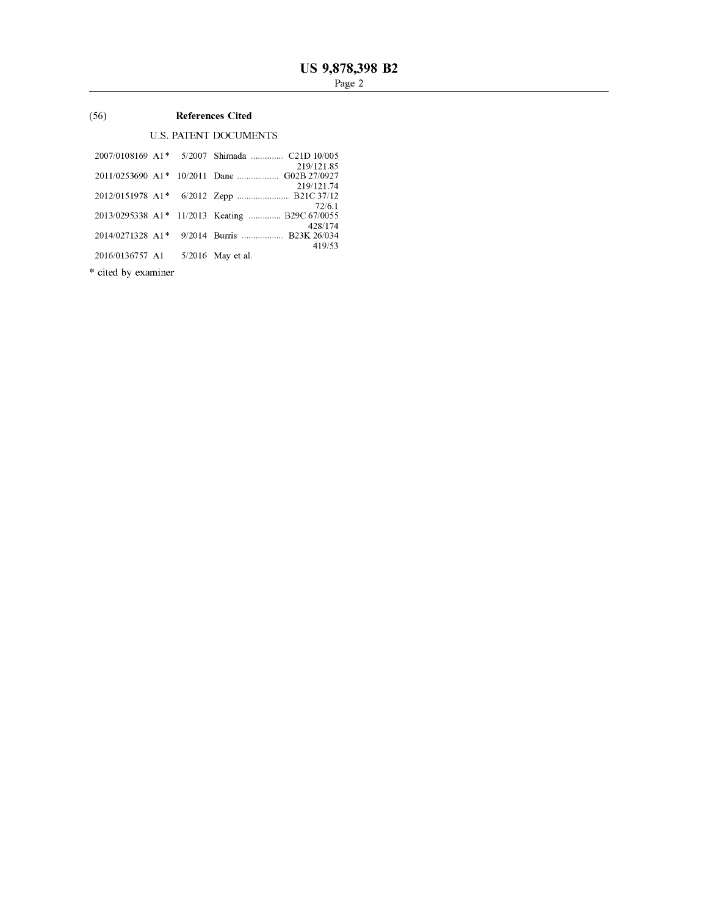(56) **References Cited**

U.S. PATENT DOCUMENTS

| | | | | |
|---|---|---|---|---|
| 2007/0108169 | A1* | 5/2007 | Shimada | C21D 10/005 219/121.85 |
| 2011/0253690 | A1* | 10/2011 | Dane | G02B 27/0927 219/121.74 |
| 2012/0151978 | A1* | 6/2012 | Zepp | B21C 37/12 72/6.1 |
| 2013/0295338 | A1* | 11/2013 | Keating | B29C 67/0055 428/174 |
| 2014/0271328 | A1* | 9/2014 | Burris | B23K 26/034 419/53 |
| 2016/0136757 | A1 | 5/2016 | May et al. | |

\* cited by examiner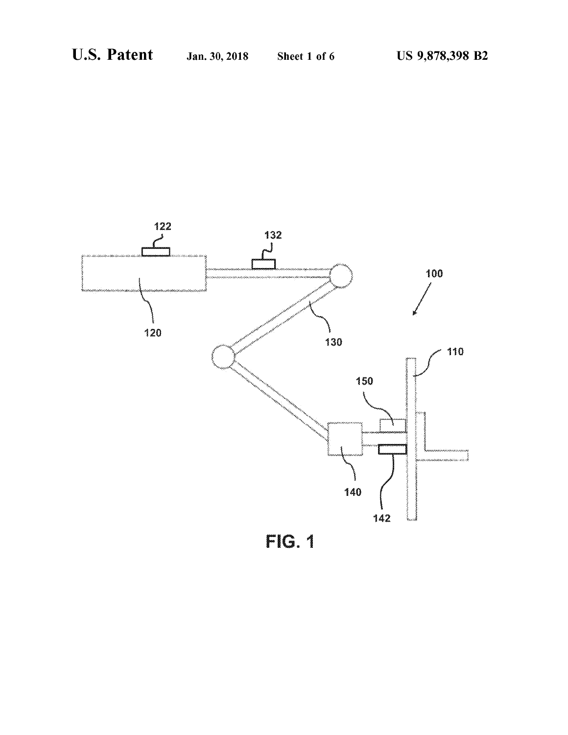FIG. 1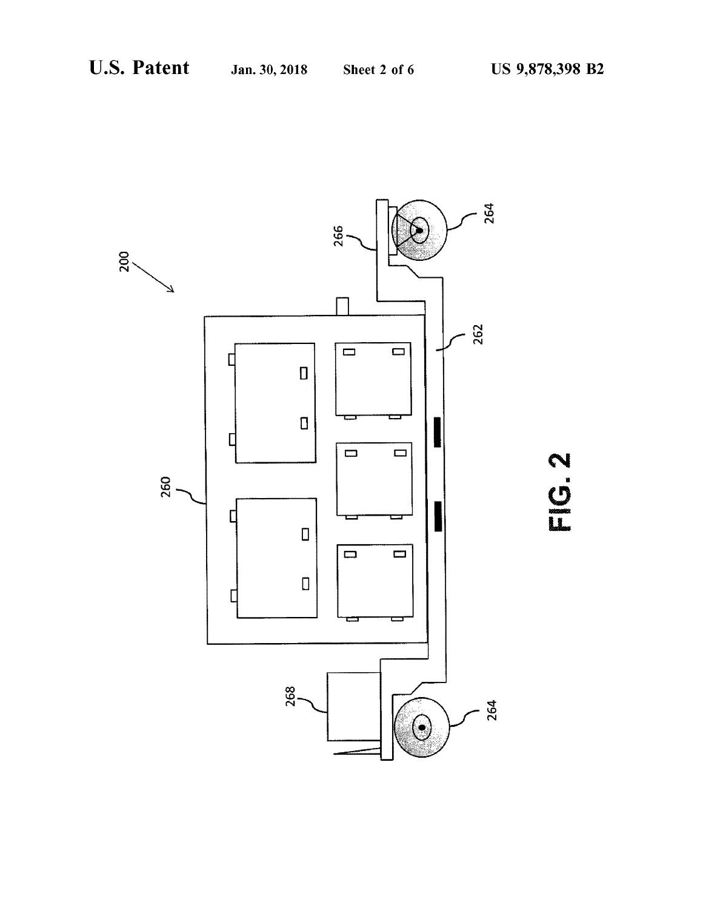FIG. 2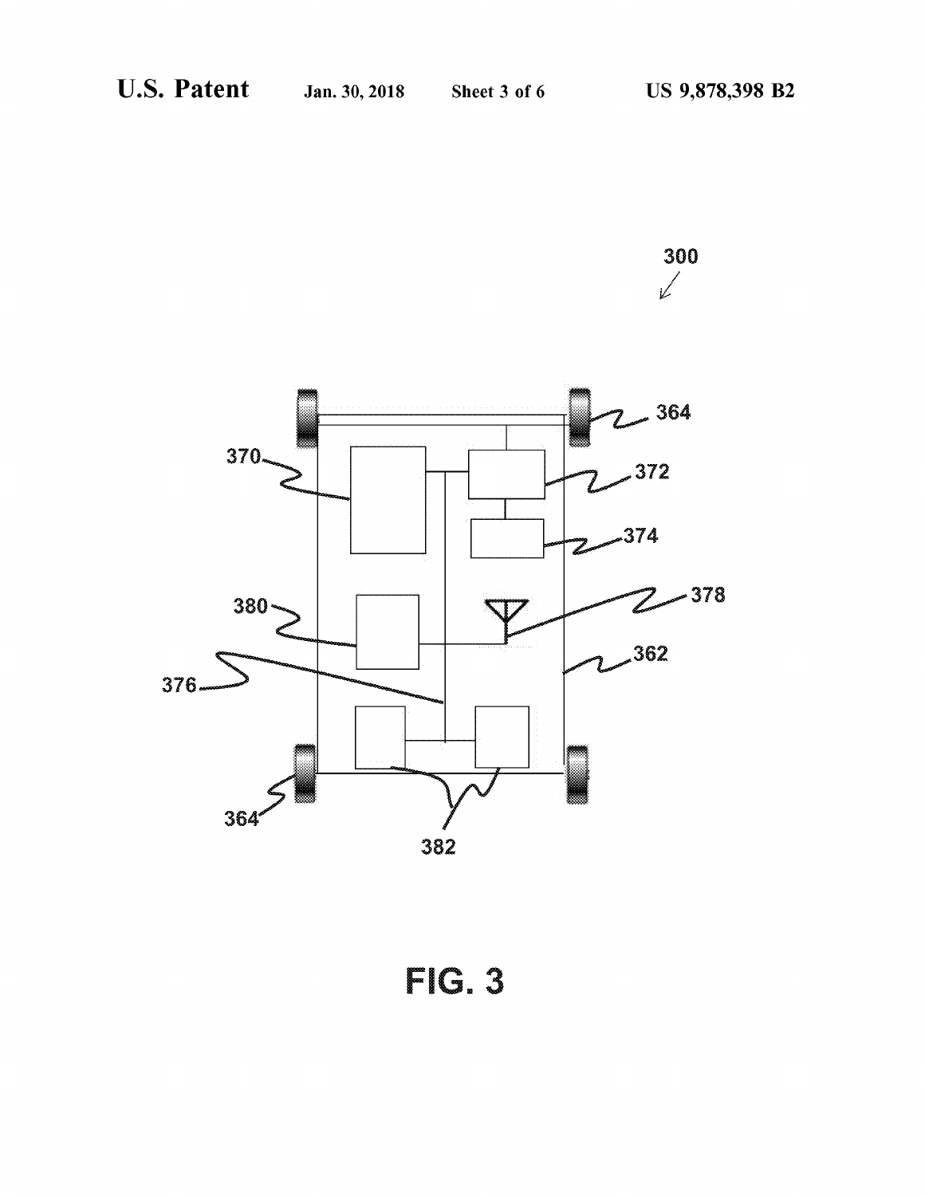300

370

372

364

374

380

378

362

376

364

382

FIG. 3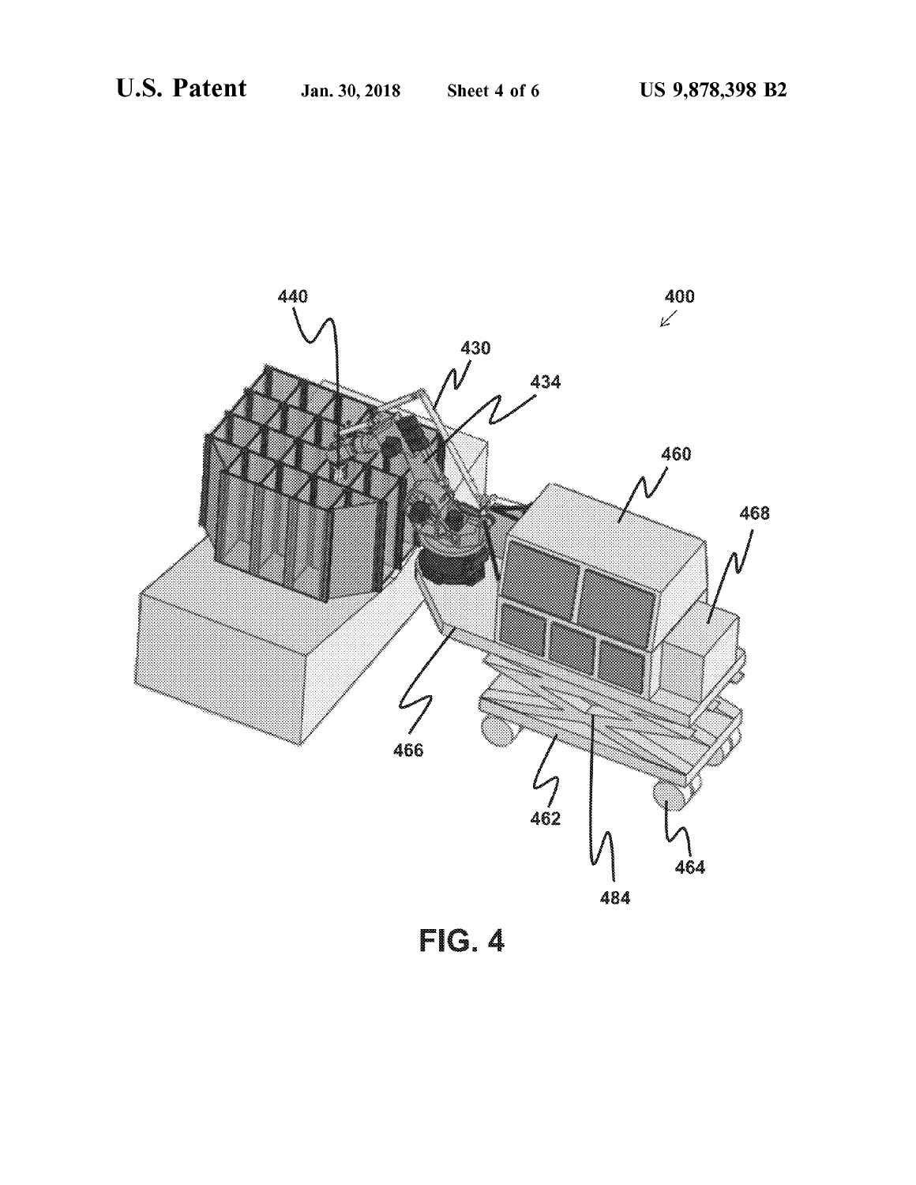FIG. 4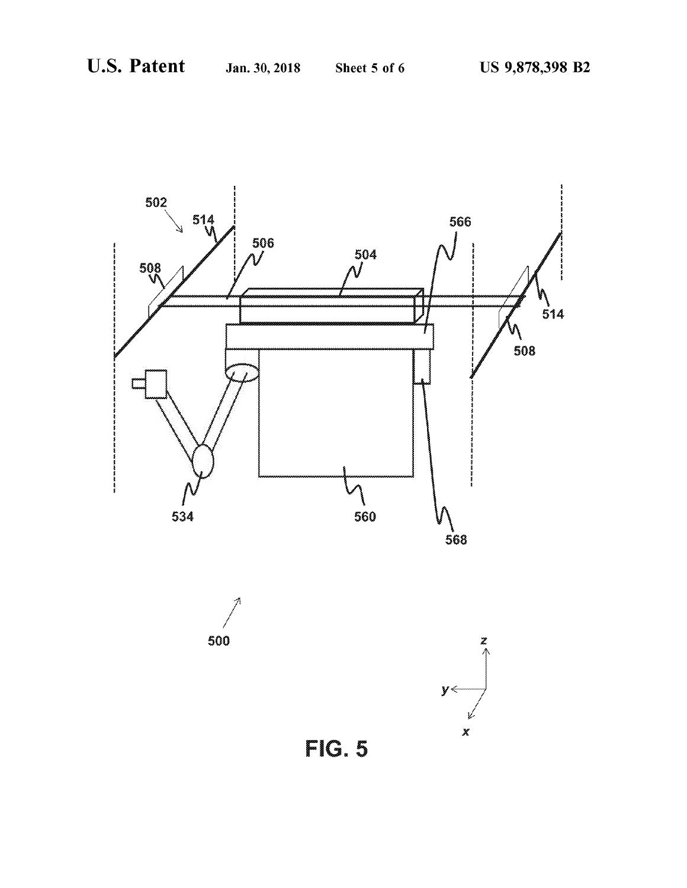FIG. 5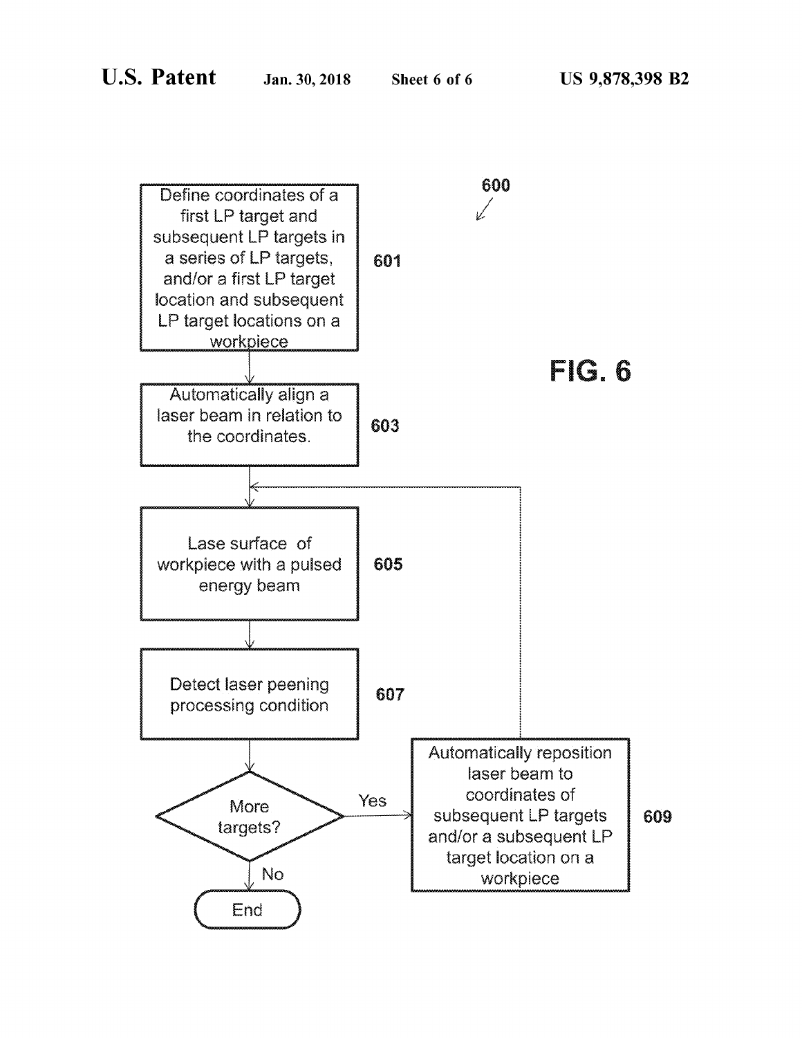**FIG. 6**

600

601 — Define coordinates of a first LP target and subsequent LP targets in a series of LP targets, and/or a first LP target location and subsequent LP target locations on a workpiece

603 — Automatically align a laser beam in relation to the coordinates.

605 — Lase surface of workpiece with a pulsed energy beam

607 — Detect laser peening processing condition

More targets?

Yes

609 — Automatically reposition laser beam to coordinates of subsequent LP targets and/or a subsequent LP target location on a workpiece

No

End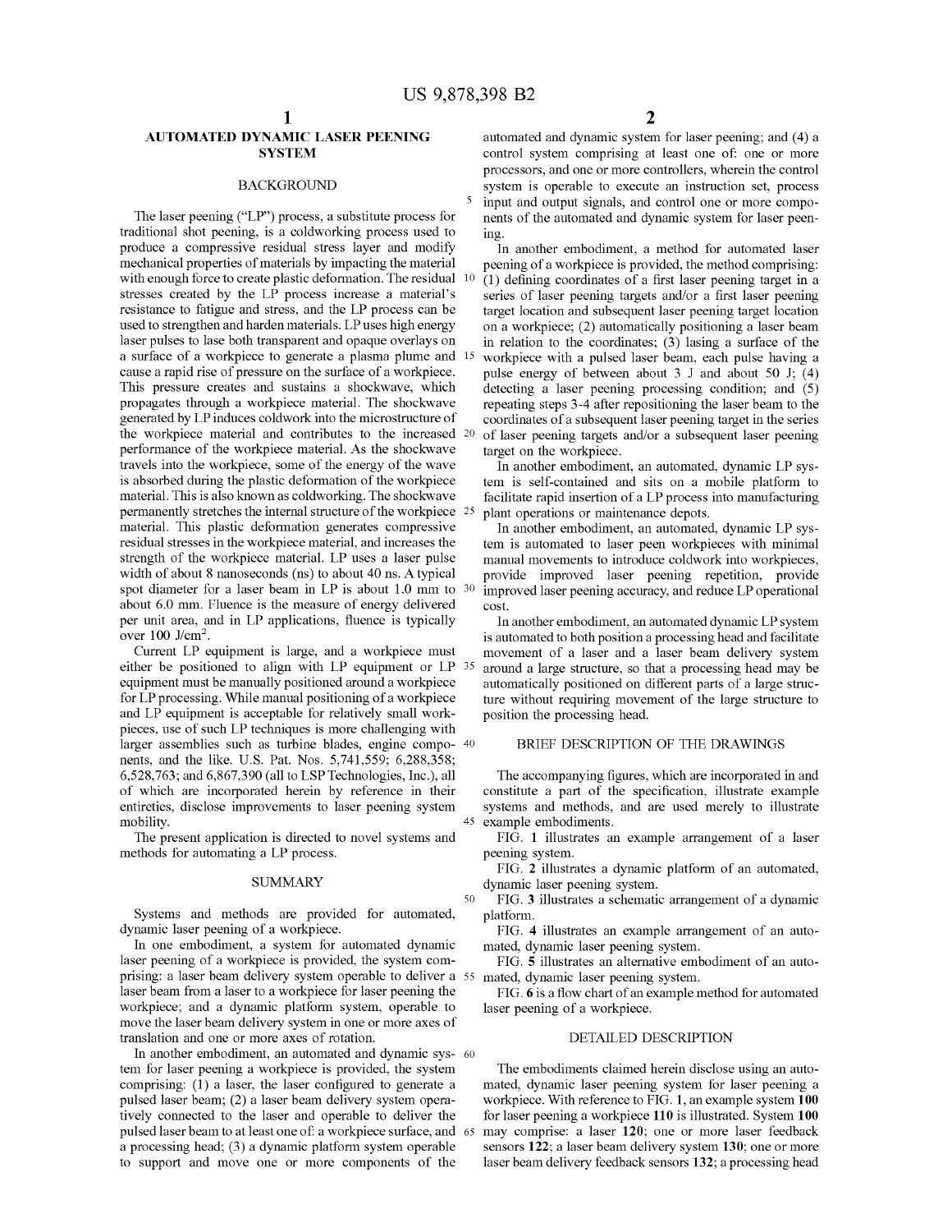# AUTOMATED DYNAMIC LASER PEENING SYSTEM

## BACKGROUND

The laser peening ("LP") process, a substitute process for traditional shot peening, is a coldworking process used to produce a compressive residual stress layer and modify mechanical properties of materials by impacting the material with enough force to create plastic deformation. The residual stresses created by the LP process increase a material's resistance to fatigue and stress, and the LP process can be used to strengthen and harden materials. LP uses high energy laser pulses to lase both transparent and opaque overlays on a surface of a workpiece to generate a plasma plume and cause a rapid rise of pressure on the surface of a workpiece. This pressure creates and sustains a shockwave, which propagates through a workpiece material. The shockwave generated by LP induces coldwork into the microstructure of the workpiece material and contributes to the increased performance of the workpiece material. As the shockwave travels into the workpiece, some of the energy of the wave is absorbed during the plastic deformation of the workpiece material. This is also known as coldworking. The shockwave permanently stretches the internal structure of the workpiece material. This plastic deformation generates compressive residual stresses in the workpiece material, and increases the strength of the workpiece material. LP uses a laser pulse width of about 8 nanoseconds (ns) to about 40 ns. A typical spot diameter for a laser beam in LP is about 1.0 mm to about 6.0 mm. Fluence is the measure of energy delivered per unit area, and in LP applications, fluence is typically over 100 J/cm$^2$.

Current LP equipment is large, and a workpiece must either be positioned to align with LP equipment or LP equipment must be manually positioned around a workpiece for LP processing. While manual positioning of a workpiece and LP equipment is acceptable for relatively small workpieces, use of such LP techniques is more challenging with larger assemblies such as turbine blades, engine components, and the like. U.S. Pat. Nos. 5,741,559; 6,288,358; 6,528,763; and 6,867,390 (all to LSP Technologies, Inc.), all of which are incorporated herein by reference in their entireties, disclose improvements to laser peening system mobility.

The present application is directed to novel systems and methods for automating a LP process.

## SUMMARY

Systems and methods are provided for automated, dynamic laser peening of a workpiece.

In one embodiment, a system for automated dynamic laser peening of a workpiece is provided, the system comprising: a laser beam delivery system operable to deliver a laser beam from a laser to a workpiece for laser peening the workpiece; and a dynamic platform system, operable to move the laser beam delivery system in one or more axes of translation and one or more axes of rotation.

In another embodiment, an automated and dynamic system for laser peening a workpiece is provided, the system comprising: (1) a laser, the laser configured to generate a pulsed laser beam; (2) a laser beam delivery system operatively connected to the laser and operable to deliver the pulsed laser beam to at least one of: a workpiece surface, and a processing head; (3) a dynamic platform system operable to support and move one or more components of the automated and dynamic system for laser peening; and (4) a control system comprising at least one of: one or more processors, and one or more controllers, wherein the control system is operable to execute an instruction set, process input and output signals, and control one or more components of the automated and dynamic system for laser peening.

In another embodiment, a method for automated laser peening of a workpiece is provided, the method comprising: (1) defining coordinates of a first laser peening target in a series of laser peening targets and/or a first laser peening target location and subsequent laser peening target location on a workpiece; (2) automatically positioning a laser beam in relation to the coordinates; (3) lasing a surface of the workpiece with a pulsed laser beam, each pulse having a pulse energy of between about 3 J and about 50 J; (4) detecting a laser peening processing condition; and (5) repeating steps 3-4 after repositioning the laser beam to the coordinates of a subsequent laser peening target in the series of laser peening targets and/or a subsequent laser peening target on the workpiece.

In another embodiment, an automated, dynamic LP system is self-contained and sits on a mobile platform to facilitate rapid insertion of a LP process into manufacturing plant operations or maintenance depots.

In another embodiment, an automated, dynamic LP system is automated to laser peen workpieces with minimal manual movements to introduce coldwork into workpieces, provide improved laser peening repetition, provide improved laser peening accuracy, and reduce LP operational cost.

In another embodiment, an automated dynamic LP system is automated to both position a processing head and facilitate movement of a laser and a laser beam delivery system around a large structure, so that a processing head may be automatically positioned on different parts of a large structure without requiring movement of the large structure to position the processing head.

## BRIEF DESCRIPTION OF THE DRAWINGS

The accompanying figures, which are incorporated in and constitute a part of the specification, illustrate example systems and methods, and are used merely to illustrate example embodiments.

FIG. 1 illustrates an example arrangement of a laser peening system.

FIG. 2 illustrates a dynamic platform of an automated, dynamic laser peening system.

FIG. 3 illustrates a schematic arrangement of a dynamic platform.

FIG. 4 illustrates an example arrangement of an automated, dynamic laser peening system.

FIG. 5 illustrates an alternative embodiment of an automated, dynamic laser peening system.

FIG. 6 is a flow chart of an example method for automated laser peening of a workpiece.

## DETAILED DESCRIPTION

The embodiments claimed herein disclose using an automated, dynamic laser peening system for laser peening a workpiece. With reference to FIG. 1, an example system **100** for laser peening a workpiece **110** is illustrated. System **100** may comprise: a laser **120**; one or more laser feedback sensors **122**; a laser beam delivery system **130**; one or more laser beam delivery feedback sensors **132**; a processing head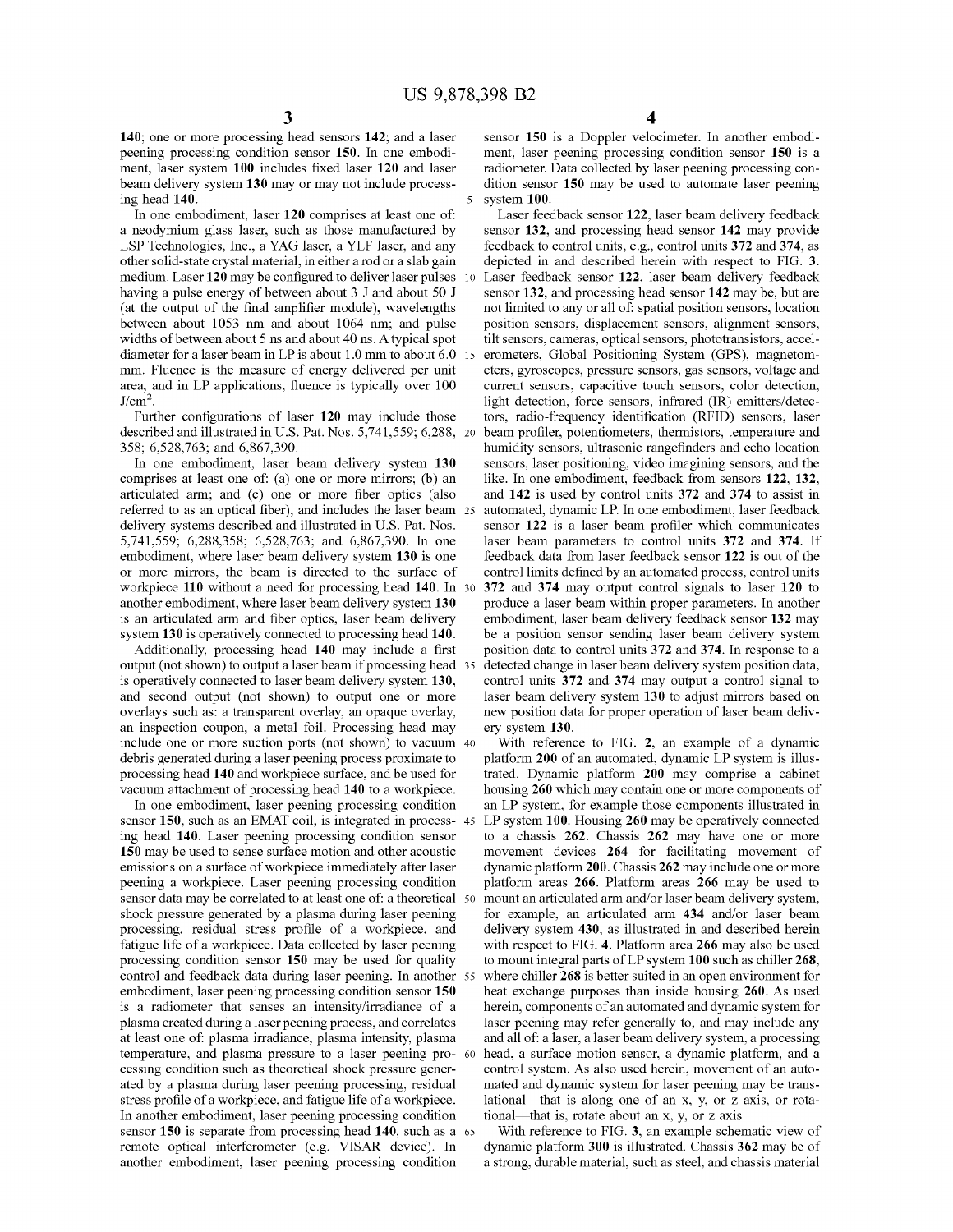140; one or more processing head sensors 142; and a laser peening processing condition sensor 150. In one embodiment, laser system 100 includes fixed laser 120 and laser beam delivery system 130 may or may not include processing head 140.

In one embodiment, laser 120 comprises at least one of: a neodymium glass laser, such as those manufactured by LSP Technologies, Inc., a YAG laser, a YLF laser, and any other solid-state crystal material, in either a rod or a slab gain medium. Laser 120 may be configured to deliver laser pulses having a pulse energy of between about 3 J and about 50 J (at the output of the final amplifier module), wavelengths between about 1053 nm and about 1064 nm; and pulse widths of between about 5 ns and about 40 ns. A typical spot diameter for a laser beam in LP is about 1.0 mm to about 6.0 mm. Fluence is the measure of energy delivered per unit area, and in LP applications, fluence is typically over 100 $J/cm^2$.

Further configurations of laser 120 may include those described and illustrated in U.S. Pat. Nos. 5,741,559; 6,288,358; 6,528,763; and 6,867,390.

In one embodiment, laser beam delivery system 130 comprises at least one of: (a) one or more mirrors; (b) an articulated arm; and (c) one or more fiber optics (also referred to as an optical fiber), and includes the laser beam delivery systems described and illustrated in U.S. Pat. Nos. 5,741,559; 6,288,358; 6,528,763; and 6,867,390. In one embodiment, where laser beam delivery system 130 is one or more mirrors, the beam is directed to the surface of workpiece 110 without a need for processing head 140. In another embodiment, where laser beam delivery system 130 is an articulated arm and fiber optics, laser beam delivery system 130 is operatively connected to processing head 140.

Additionally, processing head 140 may include a first output (not shown) to output a laser beam if processing head is operatively connected to laser beam delivery system 130, and second output (not shown) to output one or more overlays such as: a transparent overlay, an opaque overlay, an inspection coupon, a metal foil. Processing head may include one or more suction ports (not shown) to vacuum debris generated during a laser peening process proximate to processing head 140 and workpiece surface, and be used for vacuum attachment of processing head 140 to a workpiece.

In one embodiment, laser peening processing condition sensor 150, such as an EMAT coil, is integrated in processing head 140. Laser peening processing condition sensor 150 may be used to sense surface motion and other acoustic emissions on a surface of workpiece immediately after laser peening a workpiece. Laser peening processing condition sensor data may be correlated to at least one of: a theoretical shock pressure generated by a plasma during laser peening processing, residual stress profile of a workpiece, and fatigue life of a workpiece. Data collected by laser peening processing condition sensor 150 may be used for quality control and feedback data during laser peening. In another embodiment, laser peening processing condition sensor 150 is a radiometer that senses an intensity/irradiance of a plasma created during a laser peening process, and correlates at least one of: plasma irradiance, plasma intensity, plasma temperature, and plasma pressure to a laser peening processing condition such as theoretical shock pressure generated by a plasma during laser peening processing, residual stress profile of a workpiece, and fatigue life of a workpiece. In another embodiment, laser peening processing condition sensor 150 is separate from processing head 140, such as a remote optical interferometer (e.g. VISAR device). In another embodiment, laser peening processing condition sensor 150 is a Doppler velocimeter. In another embodiment, laser peening processing condition sensor 150 is a radiometer. Data collected by laser peening processing condition sensor 150 may be used to automate laser peening system 100.

Laser feedback sensor 122, laser beam delivery feedback sensor 132, and processing head sensor 142 may provide feedback to control units, e.g., control units 372 and 374, as depicted in and described herein with respect to FIG. 3. Laser feedback sensor 122, laser beam delivery feedback sensor 132, and processing head sensor 142 may be, but are not limited to any or all of: spatial position sensors, location position sensors, displacement sensors, alignment sensors, tilt sensors, cameras, optical sensors, phototransistors, accelerometers, Global Positioning System (GPS), magnetometers, gyroscopes, pressure sensors, gas sensors, voltage and current sensors, capacitive touch sensors, color detection, light detection, force sensors, infrared (IR) emitters/detectors, radio-frequency identification (RFID) sensors, laser beam profiler, potentiometers, thermistors, temperature and humidity sensors, ultrasonic rangefinders and echo location sensors, laser positioning, video imaging sensors, and the like. In one embodiment, feedback from sensors 122, 132, and 142 is used by control units 372 and 374 to assist in automated, dynamic LP. In one embodiment, laser feedback sensor 122 is a laser beam profiler which communicates laser beam parameters to control units 372 and 374. If feedback data from laser feedback sensor 122 is out of the control limits defined by an automated process, control units 372 and 374 may output control signals to laser 120 to produce a laser beam within proper parameters. In another embodiment, laser beam delivery feedback sensor 132 may be a position sensor sending laser beam delivery system position data to control units 372 and 374. In response to a detected change in laser beam delivery system position data, control units 372 and 374 may output a control signal to laser beam delivery system 130 to adjust mirrors based on new position data for proper operation of laser beam delivery system 130.

With reference to FIG. 2, an example of a dynamic platform 200 of an automated, dynamic LP system is illustrated. Dynamic platform 200 may comprise a cabinet housing 260 which may contain one or more components of an LP system, for example those components illustrated in LP system 100. Housing 260 may be operatively connected to a chassis 262. Chassis 262 may have one or more movement devices 264 for facilitating movement of dynamic platform 200. Chassis 262 may include one or more platform areas 266. Platform areas 266 may be used to mount an articulated arm and/or laser beam delivery system, for example, an articulated arm 434 and/or laser beam delivery system 430, as illustrated in and described herein with respect to FIG. 4. Platform area 266 may also be used to mount integral parts of LP system 100 such as chiller 268, where chiller 268 is better suited in an open environment for heat exchange purposes than inside housing 260. As used herein, components of an automated and dynamic system for laser peening may refer generally to, and may include any and all of: a laser, a laser beam delivery system, a processing head, a surface motion sensor, a dynamic platform, and a control system. As also used herein, movement of an automated and dynamic system for laser peening may be translational—that is along one of an x, y, or z axis, or rotational—that is, rotate about an x, y, or z axis.

With reference to FIG. 3, an example schematic view of dynamic platform 300 is illustrated. Chassis 362 may be of a strong, durable material, such as steel, and chassis material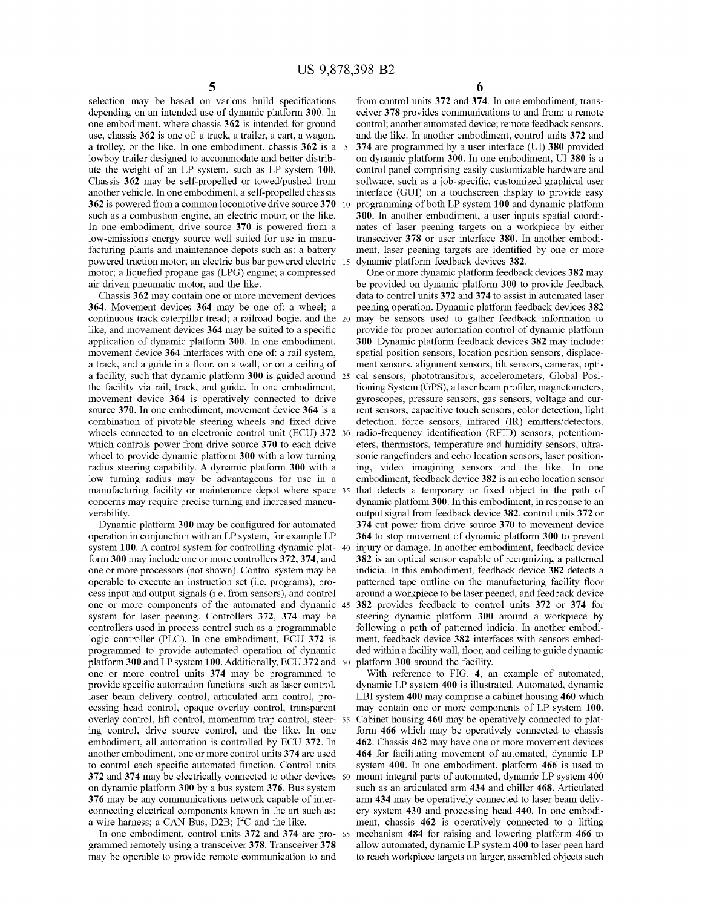selection may be based on various build specifications depending on an intended use of dynamic platform **300**. In one embodiment, where chassis **362** is intended for ground use, chassis **362** is one of: a truck, a trailer, a cart, a wagon, a trolley, or the like. In one embodiment, chassis **362** is a lowboy trailer designed to accommodate and better distribute the weight of an LP system, such as LP system **100**. Chassis **362** may be self-propelled or towed/pushed from another vehicle. In one embodiment, a self-propelled chassis **362** is powered from a common locomotive drive source **370** such as a combustion engine, an electric motor, or the like. In one embodiment, drive source **370** is powered from a low-emissions energy source well suited for use in manufacturing plants and maintenance depots such as: a battery powered traction motor; an electric bus bar powered electric motor; a liquefied propane gas (LPG) engine; a compressed air driven pneumatic motor, and the like.

Chassis **362** may contain one or more movement devices **364**. Movement devices **364** may be one of: a wheel; a continuous track caterpillar tread; a railroad bogie, and the like, and movement devices **364** may be suited to a specific application of dynamic platform **300**. In one embodiment, movement device **364** interfaces with one of: a rail system, a track, and a guide in a floor, on a wall, or on a ceiling of a facility, such that dynamic platform **300** is guided around the facility via rail, track, and guide. In one embodiment, movement device **364** is operatively connected to drive source **370**. In one embodiment, movement device **364** is a combination of pivotable steering wheels and fixed drive wheels connected to an electronic control unit (ECU) **372** which controls power from drive source **370** to each drive wheel to provide dynamic platform **300** with a low turning radius steering capability. A dynamic platform **300** with a low turning radius may be advantageous for use in a manufacturing facility or maintenance depot where space concerns may require precise turning and increased maneuverability.

Dynamic platform **300** may be configured for automated operation in conjunction with an LP system, for example LP system **100**. A control system for controlling dynamic platform **300** may include one or more controllers **372**, **374**, and one or more processors (not shown). Control system may be operable to execute an instruction set (i.e. programs), process input and output signals (i.e. from sensors), and control one or more components of the automated and dynamic system for laser peening. Controllers **372**, **374** may be controllers used in process control such as a programmable logic controller (PLC). In one embodiment, ECU **372** is programmed to provide automated operation of dynamic platform **300** and LP system **100**. Additionally, ECU **372** and one or more control units **374** may be programmed to provide specific automation functions such as laser control, laser beam delivery control, articulated arm control, processing head control, opaque overlay control, transparent overlay control, lift control, momentum trap control, steering control, drive source control, and the like. In one embodiment, all automation is controlled by ECU **372**. In another embodiment, one or more control units **374** are used to control each specific automated function. Control units **372** and **374** may be electrically connected to other devices on dynamic platform **300** by a bus system **376**. Bus system **376** may be any communications network capable of interconnecting electrical components known in the art such as: a wire harness; a CAN Bus; D2B; $I^2C$ and the like.

In one embodiment, control units **372** and **374** are programmed remotely using a transceiver **378**. Transceiver **378** may be operable to provide remote communication to and from control units **372** and **374**. In one embodiment, transceiver **378** provides communications to and from: a remote control; another automated device; remote feedback sensors, and the like. In another embodiment, control units **372** and **374** are programmed by a user interface (UI) **380** provided on dynamic platform **300**. In one embodiment, UI **380** is a control panel comprising easily customizable hardware and software, such as a job-specific, customized graphical user interface (GUI) on a touchscreen display to provide easy programming of both LP system **100** and dynamic platform **300**. In another embodiment, a user inputs spatial coordinates of laser peening targets on a workpiece by either transceiver **378** or user interface **380**. In another embodiment, laser peening targets are identified by one or more dynamic platform feedback devices **382**.

One or more dynamic platform feedback devices **382** may be provided on dynamic platform **300** to provide feedback data to control units **372** and **374** to assist in automated laser peening operation. Dynamic platform feedback devices **382** may be sensors used to gather feedback information to provide for proper automation control of dynamic platform **300**. Dynamic platform feedback devices **382** may include: spatial position sensors, location position sensors, displacement sensors, alignment sensors, tilt sensors, cameras, optical sensors, phototransistors, accelerometers, Global Positioning System (GPS), a laser beam profiler, magnetometers, gyroscopes, pressure sensors, gas sensors, voltage and current sensors, capacitive touch sensors, color detection, light detection, force sensors, infrared (IR) emitters/detectors, radio-frequency identification (RFID) sensors, potentiometers, thermistors, temperature and humidity sensors, ultrasonic rangefinders and echo location sensors, laser positioning, video imagining sensors and the like. In one embodiment, feedback device **382** is an echo location sensor that detects a temporary or fixed object in the path of dynamic platform **300**. In this embodiment, in response to an output signal from feedback device **382**, control units **372** or **374** cut power from drive source **370** to movement device **364** to stop movement of dynamic platform **300** to prevent injury or damage. In another embodiment, feedback device **382** is an optical sensor capable of recognizing a patterned indicia. In this embodiment, feedback device **382** detects a patterned tape outline on the manufacturing facility floor around a workpiece to be laser peened, and feedback device **382** provides feedback to control units **372** or **374** for steering dynamic platform **300** around a workpiece by following a path of patterned indicia. In another embodiment, feedback device **382** interfaces with sensors embedded within a facility wall, floor, and ceiling to guide dynamic platform **300** around the facility.

With reference to FIG. **4**, an example of automated, dynamic LP system **400** is illustrated. Automated, dynamic LBI system **400** may comprise a cabinet housing **460** which may contain one or more components of LP system **100**. Cabinet housing **460** may be operatively connected to platform **466** which may be operatively connected to chassis **462**. Chassis **462** may have one or more movement devices **464** for facilitating movement of automated, dynamic LP system **400**. In one embodiment, platform **466** is used to mount integral parts of automated, dynamic LP system **400** such as an articulated arm **434** and chiller **468**. Articulated arm **434** may be operatively connected to laser beam delivery system **430** and processing head **440**. In one embodiment, chassis **462** is operatively connected to a lifting mechanism **484** for raising and lowering platform **466** to allow automated, dynamic LP system **400** to laser peen hard to reach workpiece targets on larger, assembled objects such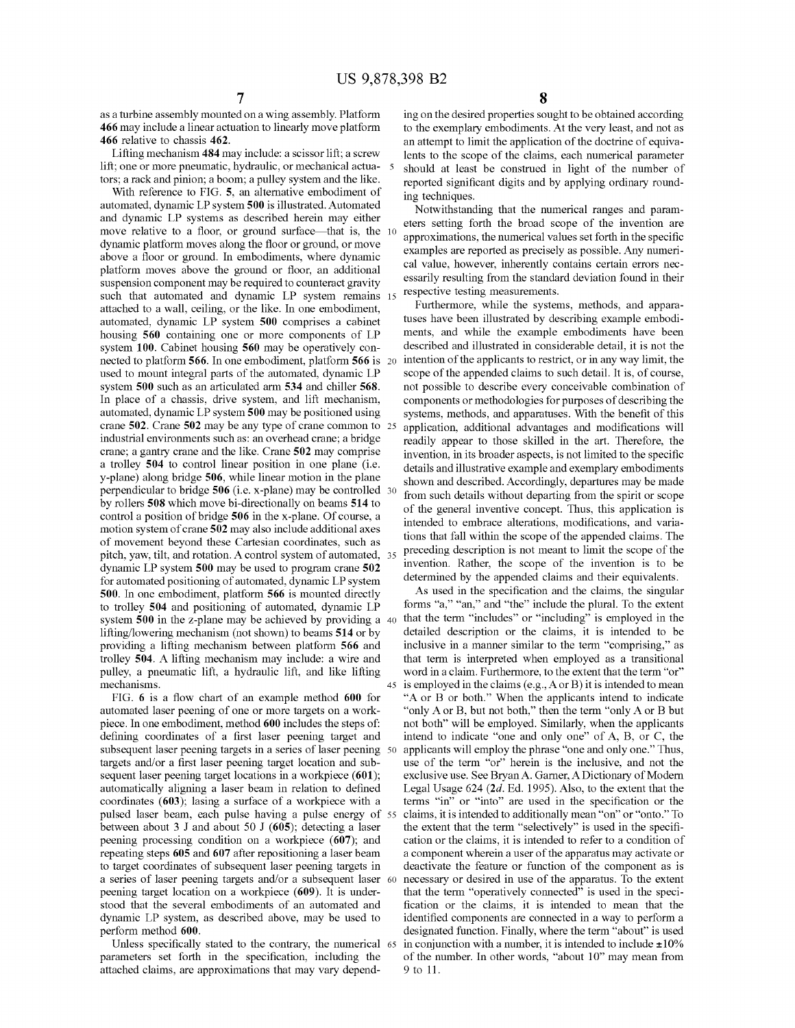as a turbine assembly mounted on a wing assembly. Platform **466** may include a linear actuation to linearly move platform **466** relative to chassis **462**.

Lifting mechanism **484** may include: a scissor lift; a screw lift; one or more pneumatic, hydraulic, or mechanical actuators; a rack and pinion; a boom; a pulley system and the like.

With reference to FIG. **5**, an alternative embodiment of automated, dynamic LP system **500** is illustrated. Automated and dynamic LP systems as described herein may either move relative to a floor, or ground surface—that is, the dynamic platform moves along the floor or ground, or move above a floor or ground. In embodiments, where dynamic platform moves above the ground or floor, an additional suspension component may be required to counteract gravity such that automated and dynamic LP system remains attached to a wall, ceiling, or the like. In one embodiment, automated, dynamic LP system **500** comprises a cabinet housing **560** containing one or more components of LP system **100**. Cabinet housing **560** may be operatively connected to platform **566**. In one embodiment, platform **566** is used to mount integral parts of the automated, dynamic LP system **500** such as an articulated arm **534** and chiller **568**. In place of a chassis, drive system, and lift mechanism, automated, dynamic LP system **500** may be positioned using crane **502**. Crane **502** may be any type of crane common to industrial environments such as: an overhead crane; a bridge crane; a gantry crane and the like. Crane **502** may comprise a trolley **504** to control linear position in one plane (i.e. y-plane) along bridge **506**, while linear motion in the plane perpendicular to bridge **506** (i.e. x-plane) may be controlled by rollers **508** which move bi-directionally on beams **514** to control a position of bridge **506** in the x-plane. Of course, a motion system of crane **502** may also include additional axes of movement beyond these Cartesian coordinates, such as pitch, yaw, tilt, and rotation. A control system of automated, dynamic LP system **500** may be used to program crane **502** for automated positioning of automated, dynamic LP system **500**. In one embodiment, platform **566** is mounted directly to trolley **504** and positioning of automated, dynamic LP system **500** in the z-plane may be achieved by providing a lifting/lowering mechanism (not shown) to beams **514** or by providing a lifting mechanism between platform **566** and trolley **504**. A lifting mechanism may include: a wire and pulley, a pneumatic lift, a hydraulic lift, and like lifting mechanisms.

FIG. **6** is a flow chart of an example method **600** for automated laser peening of one or more targets on a workpiece. In one embodiment, method **600** includes the steps of: defining coordinates of a first laser peening target and subsequent laser peening targets in a series of laser peening targets and/or a first laser peening target location and subsequent laser peening target locations in a workpiece (**601**); automatically aligning a laser beam in relation to defined coordinates (**603**); lasing a surface of a workpiece with a pulsed laser beam, each pulse having a pulse energy of between about 3 J and about 50 J (**605**); detecting a laser peening processing condition on a workpiece (**607**); and repeating steps **605** and **607** after repositioning a laser beam to target coordinates of subsequent laser peening targets in a series of laser peening targets and/or a subsequent laser peening target location on a workpiece (**609**). It is understood that the several embodiments of an automated and dynamic LP system, as described above, may be used to perform method **600**.

Unless specifically stated to the contrary, the numerical parameters set forth in the specification, including the attached claims, are approximations that may vary depending on the desired properties sought to be obtained according to the exemplary embodiments. At the very least, and not as an attempt to limit the application of the doctrine of equivalents to the scope of the claims, each numerical parameter should at least be construed in light of the number of reported significant digits and by applying ordinary rounding techniques.

Notwithstanding that the numerical ranges and parameters setting forth the broad scope of the invention are approximations, the numerical values set forth in the specific examples are reported as precisely as possible. Any numerical value, however, inherently contains certain errors necessarily resulting from the standard deviation found in their respective testing measurements.

Furthermore, while the systems, methods, and apparatuses have been illustrated by describing example embodiments, and while the example embodiments have been described and illustrated in considerable detail, it is not the intention of the applicants to restrict, or in any way limit, the scope of the appended claims to such detail. It is, of course, not possible to describe every conceivable combination of components or methodologies for purposes of describing the systems, methods, and apparatuses. With the benefit of this application, additional advantages and modifications will readily appear to those skilled in the art. Therefore, the invention, in its broader aspects, is not limited to the specific details and illustrative example and exemplary embodiments shown and described. Accordingly, departures may be made from such details without departing from the spirit or scope of the general inventive concept. Thus, this application is intended to embrace alterations, modifications, and variations that fall within the scope of the appended claims. The preceding description is not meant to limit the scope of the invention. Rather, the scope of the invention is to be determined by the appended claims and their equivalents.

As used in the specification and the claims, the singular forms "a," "an," and "the" include the plural. To the extent that the term "includes" or "including" is employed in the detailed description or the claims, it is intended to be inclusive in a manner similar to the term "comprising," as that term is interpreted when employed as a transitional word in a claim. Furthermore, to the extent that the term "or" is employed in the claims (e.g., A or B) it is intended to mean "A or B or both." When the applicants intend to indicate "only A or B, but not both," then the term "only A or B but not both" will be employed. Similarly, when the applicants intend to indicate "one and only one" of A, B, or C, the applicants will employ the phrase "one and only one." Thus, use of the term "or" herein is the inclusive, and not the exclusive use. See Bryan A. Garner, A Dictionary of Modern Legal Usage 624 (2*d*. Ed. 1995). Also, to the extent that the terms "in" or "into" are used in the specification or the claims, it is intended to additionally mean "on" or "onto." To the extent that the term "selectively" is used in the specification or the claims, it is intended to refer to a condition of a component wherein a user of the apparatus may activate or deactivate the feature or function of the component as is necessary or desired in use of the apparatus. To the extent that the term "operatively connected" is used in the specification or the claims, it is intended to mean that the identified components are connected in a way to perform a designated function. Finally, where the term "about" is used in conjunction with a number, it is intended to include ±10% of the number. In other words, "about 10" may mean from 9 to 11.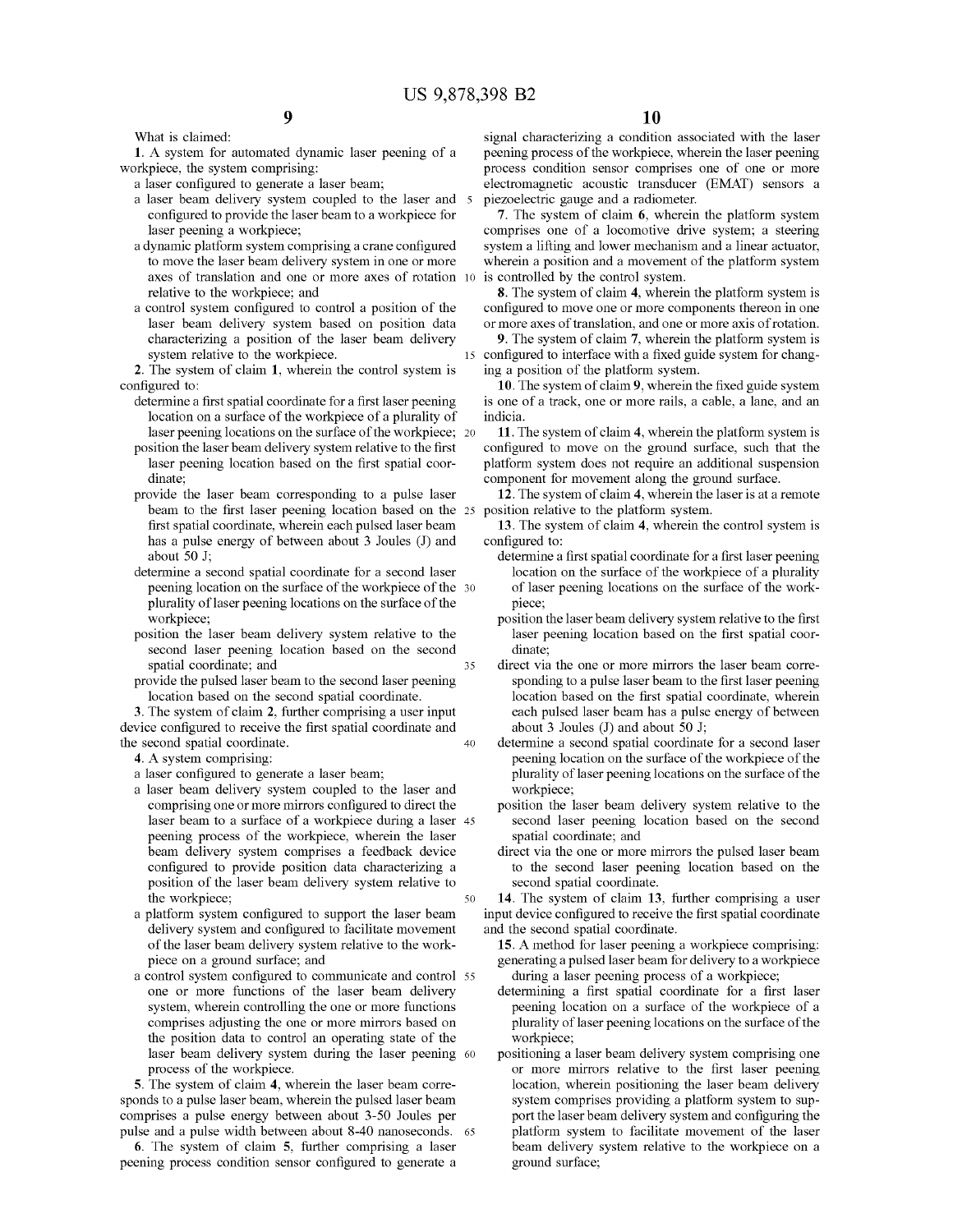What is claimed:

1. A system for automated dynamic laser peening of a workpiece, the system comprising:
   - a laser configured to generate a laser beam;
   - a laser beam delivery system coupled to the laser and configured to provide the laser beam to a workpiece for laser peening a workpiece;
   - a dynamic platform system comprising a crane configured to move the laser beam delivery system in one or more axes of translation and one or more axes of rotation relative to the workpiece; and
   - a control system configured to control a position of the laser beam delivery system based on position data characterizing a position of the laser beam delivery system relative to the workpiece.

2. The system of claim 1, wherein the control system is configured to:
   - determine a first spatial coordinate for a first laser peening location on a surface of the workpiece of a plurality of laser peening locations on the surface of the workpiece;
   - position the laser beam delivery system relative to the first laser peening location based on the first spatial coordinate;
   - provide the laser beam corresponding to a pulse laser beam to the first laser peening location based on the first spatial coordinate, wherein each pulsed laser beam has a pulse energy of between about 3 Joules (J) and about 50 J;
   - determine a second spatial coordinate for a second laser peening location on the surface of the workpiece of the plurality of laser peening locations on the surface of the workpiece;
   - position the laser beam delivery system relative to the second laser peening location based on the second spatial coordinate; and
   - provide the pulsed laser beam to the second laser peening location based on the second spatial coordinate.

3. The system of claim 2, further comprising a user input device configured to receive the first spatial coordinate and the second spatial coordinate.

4. A system comprising:
   - a laser configured to generate a laser beam;
   - a laser beam delivery system coupled to the laser and comprising one or more mirrors configured to direct the laser beam to a surface of a workpiece during a laser peening process of the workpiece, wherein the laser beam delivery system comprises a feedback device configured to provide position data characterizing a position of the laser beam delivery system relative to the workpiece;
   - a platform system configured to support the laser beam delivery system and configured to facilitate movement of the laser beam delivery system relative to the workpiece on a ground surface; and
   - a control system configured to communicate and control one or more functions of the laser beam delivery system, wherein controlling the one or more functions comprises adjusting the one or more mirrors based on the position data to control an operating state of the laser beam delivery system during the laser peening process of the workpiece.

5. The system of claim 4, wherein the laser beam corresponds to a pulse laser beam, wherein the pulsed laser beam comprises a pulse energy between about 3-50 Joules per pulse and a pulse width between about 8-40 nanoseconds.

6. The system of claim 5, further comprising a laser peening process condition sensor configured to generate a signal characterizing a condition associated with the laser peening process of the workpiece, wherein the laser peening process condition sensor comprises one of one or more electromagnetic acoustic transducer (EMAT) sensors a piezoelectric gauge and a radiometer.

7. The system of claim 6, wherein the platform system comprises one of a locomotive drive system; a steering system a lifting and lower mechanism and a linear actuator, wherein a position and a movement of the platform system is controlled by the control system.

8. The system of claim 4, wherein the platform system is configured to move one or more components thereon in one or more axes of translation, and one or more axis of rotation.

9. The system of claim 7, wherein the platform system is configured to interface with a fixed guide system for changing a position of the platform system.

10. The system of claim 9, wherein the fixed guide system is one of a track, one or more rails, a cable, a lane, and an indicia.

11. The system of claim 4, wherein the platform system is configured to move on the ground surface, such that the platform system does not require an additional suspension component for movement along the ground surface.

12. The system of claim 4, wherein the laser is at a remote position relative to the platform system.

13. The system of claim 4, wherein the control system is configured to:
   - determine a first spatial coordinate for a first laser peening location on the surface of the workpiece of a plurality of laser peening locations on the surface of the workpiece;
   - position the laser beam delivery system relative to the first laser peening location based on the first spatial coordinate;
   - direct via the one or more mirrors the laser beam corresponding to a pulse laser beam to the first laser peening location based on the first spatial coordinate, wherein each pulsed laser beam has a pulse energy of between about 3 Joules (J) and about 50 J;
   - determine a second spatial coordinate for a second laser peening location on the surface of the workpiece of the plurality of laser peening locations on the surface of the workpiece;
   - position the laser beam delivery system relative to the second laser peening location based on the second spatial coordinate; and
   - direct via the one or more mirrors the pulsed laser beam to the second laser peening location based on the second spatial coordinate.

14. The system of claim 13, further comprising a user input device configured to receive the first spatial coordinate and the second spatial coordinate.

15. A method for laser peening a workpiece comprising:
   - generating a pulsed laser beam for delivery to a workpiece during a laser peening process of a workpiece;
   - determining a first spatial coordinate for a first laser peening location on a surface of the workpiece of a plurality of laser peening locations on the surface of the workpiece;
   - positioning a laser beam delivery system comprising one or more mirrors relative to the first laser peening location, wherein positioning the laser beam delivery system comprises providing a platform system to support the laser beam delivery system and configuring the platform system to facilitate movement of the laser beam delivery system relative to the workpiece on a ground surface;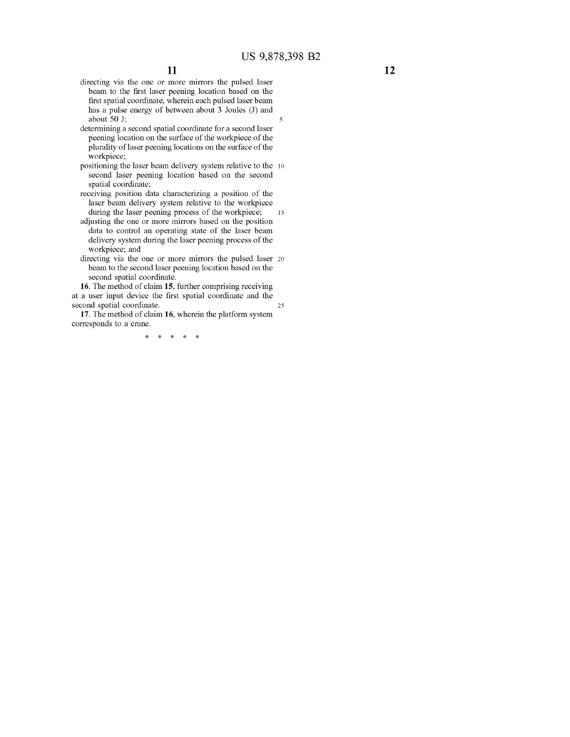directing via the one or more mirrors the pulsed laser beam to the first laser peening location based on the first spatial coordinate, wherein each pulsed laser beam has a pulse energy of between about 3 Joules (J) and about 50 J;

determining a second spatial coordinate for a second laser peening location on the surface of the workpiece of the plurality of laser peening locations on the surface of the workpiece;

positioning the laser beam delivery system relative to the second laser peening location based on the second spatial coordinate;

receiving position data characterizing a position of the laser beam delivery system relative to the workpiece during the laser peening process of the workpiece;

adjusting the one or more mirrors based on the position data to control an operating state of the laser beam delivery system during the laser peening process of the workpiece; and

directing via the one or more mirrors the pulsed laser beam to the second laser peening location based on the second spatial coordinate.

**16**. The method of claim **15**, further comprising receiving at a user input device the first spatial coordinate and the second spatial coordinate.

**17**. The method of claim **16**, wherein the platform system corresponds to a crane.

* * * * *